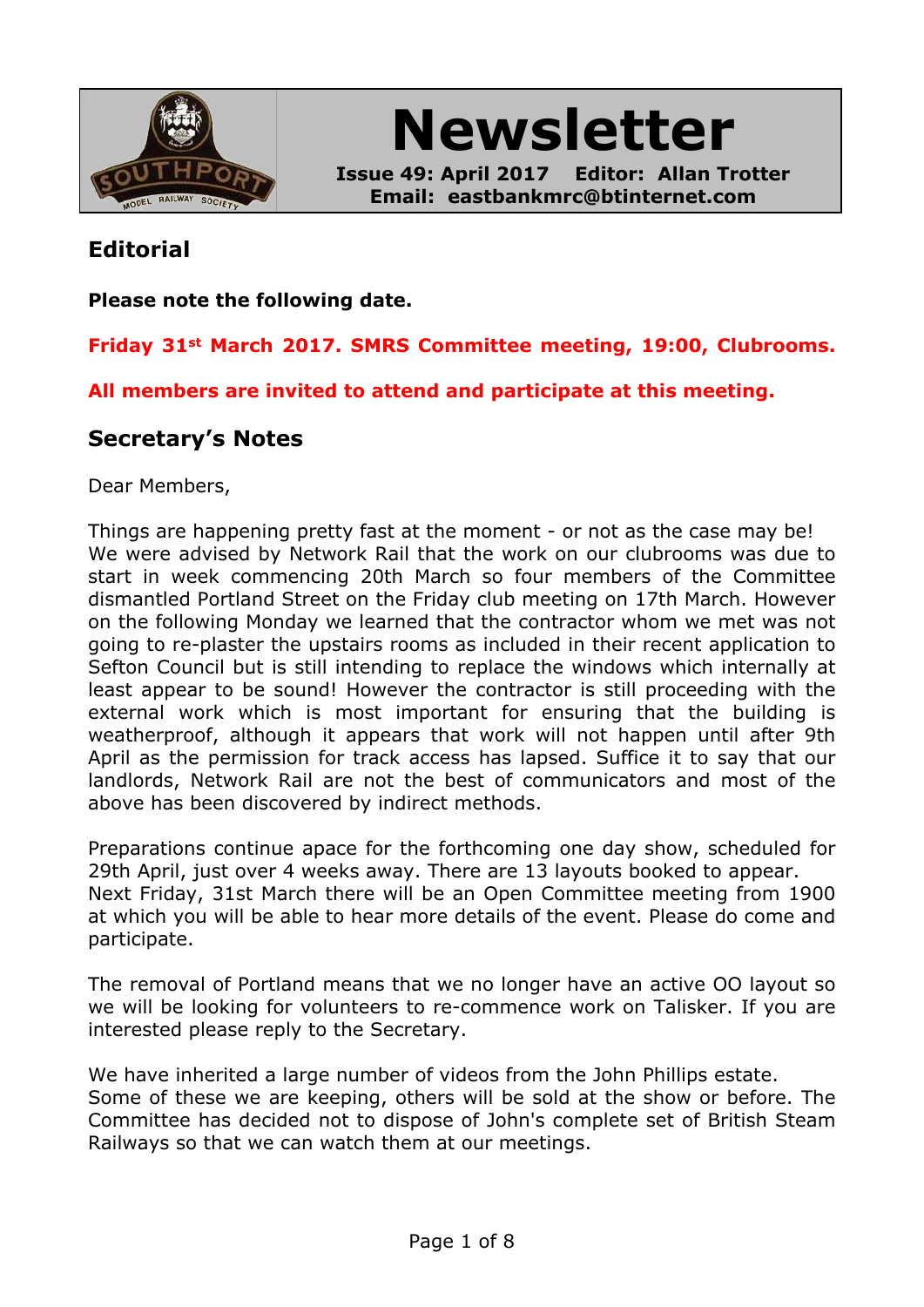# Newsletter

**Issue 49: April 2017    Editor: Allan Trotter**
**Email: eastbankmrc@btinternet.com**

## Editorial

**Please note the following date.**

**Friday 31st March 2017. SMRS Committee meeting, 19:00, Clubrooms.**

**All members are invited to attend and participate at this meeting.**

## Secretary's Notes

Dear Members,

Things are happening pretty fast at the moment - or not as the case may be! We were advised by Network Rail that the work on our clubrooms was due to start in week commencing 20th March so four members of the Committee dismantled Portland Street on the Friday club meeting on 17th March. However on the following Monday we learned that the contractor whom we met was not going to re-plaster the upstairs rooms as included in their recent application to Sefton Council but is still intending to replace the windows which internally at least appear to be sound! However the contractor is still proceeding with the external work which is most important for ensuring that the building is weatherproof, although it appears that work will not happen until after 9th April as the permission for track access has lapsed. Suffice it to say that our landlords, Network Rail are not the best of communicators and most of the above has been discovered by indirect methods.

Preparations continue apace for the forthcoming one day show, scheduled for 29th April, just over 4 weeks away. There are 13 layouts booked to appear. Next Friday, 31st March there will be an Open Committee meeting from 1900 at which you will be able to hear more details of the event. Please do come and participate.

The removal of Portland means that we no longer have an active OO layout so we will be looking for volunteers to re-commence work on Talisker. If you are interested please reply to the Secretary.

We have inherited a large number of videos from the John Phillips estate. Some of these we are keeping, others will be sold at the show or before. The Committee has decided not to dispose of John's complete set of British Steam Railways so that we can watch them at our meetings.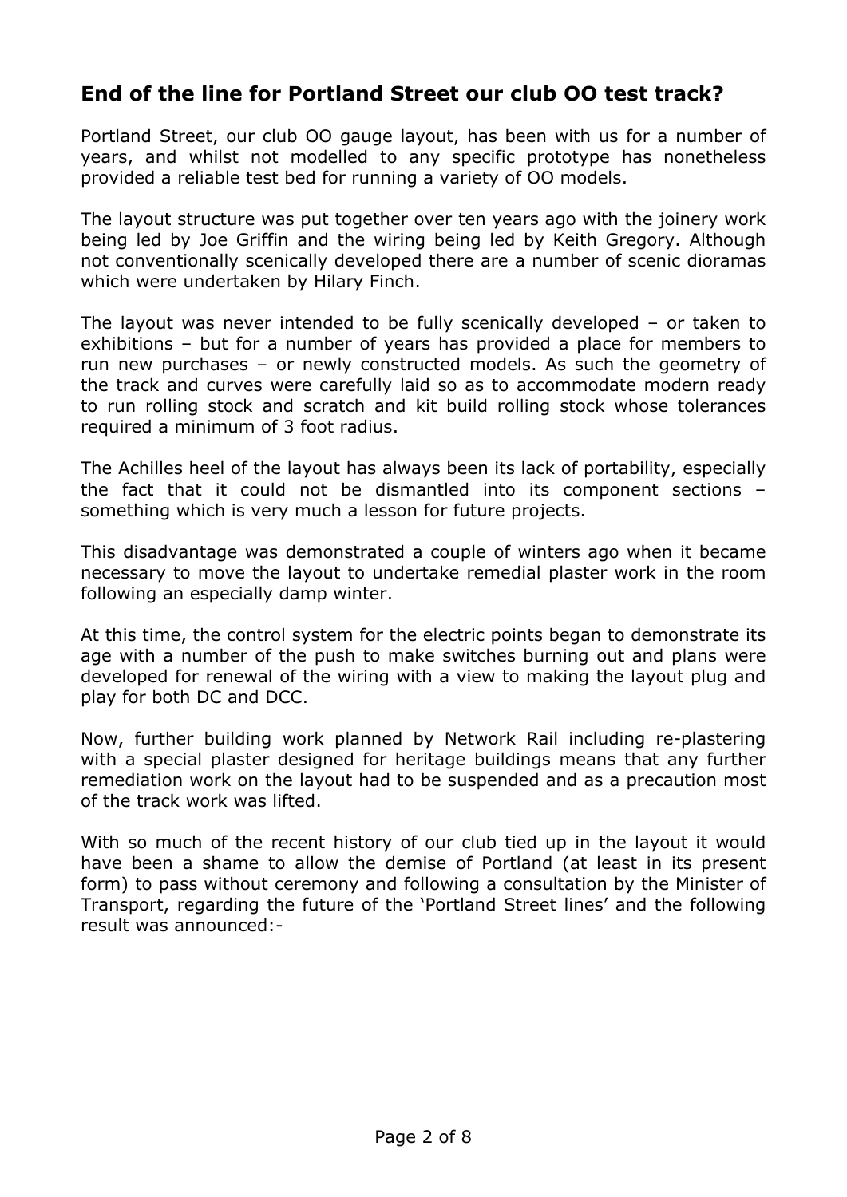## End of the line for Portland Street our club OO test track?

Portland Street, our club OO gauge layout, has been with us for a number of years, and whilst not modelled to any specific prototype has nonetheless provided a reliable test bed for running a variety of OO models.

The layout structure was put together over ten years ago with the joinery work being led by Joe Griffin and the wiring being led by Keith Gregory. Although not conventionally scenically developed there are a number of scenic dioramas which were undertaken by Hilary Finch.

The layout was never intended to be fully scenically developed – or taken to exhibitions – but for a number of years has provided a place for members to run new purchases – or newly constructed models. As such the geometry of the track and curves were carefully laid so as to accommodate modern ready to run rolling stock and scratch and kit build rolling stock whose tolerances required a minimum of 3 foot radius.

The Achilles heel of the layout has always been its lack of portability, especially the fact that it could not be dismantled into its component sections – something which is very much a lesson for future projects.

This disadvantage was demonstrated a couple of winters ago when it became necessary to move the layout to undertake remedial plaster work in the room following an especially damp winter.

At this time, the control system for the electric points began to demonstrate its age with a number of the push to make switches burning out and plans were developed for renewal of the wiring with a view to making the layout plug and play for both DC and DCC.

Now, further building work planned by Network Rail including re-plastering with a special plaster designed for heritage buildings means that any further remediation work on the layout had to be suspended and as a precaution most of the track work was lifted.

With so much of the recent history of our club tied up in the layout it would have been a shame to allow the demise of Portland (at least in its present form) to pass without ceremony and following a consultation by the Minister of Transport, regarding the future of the 'Portland Street lines' and the following result was announced:-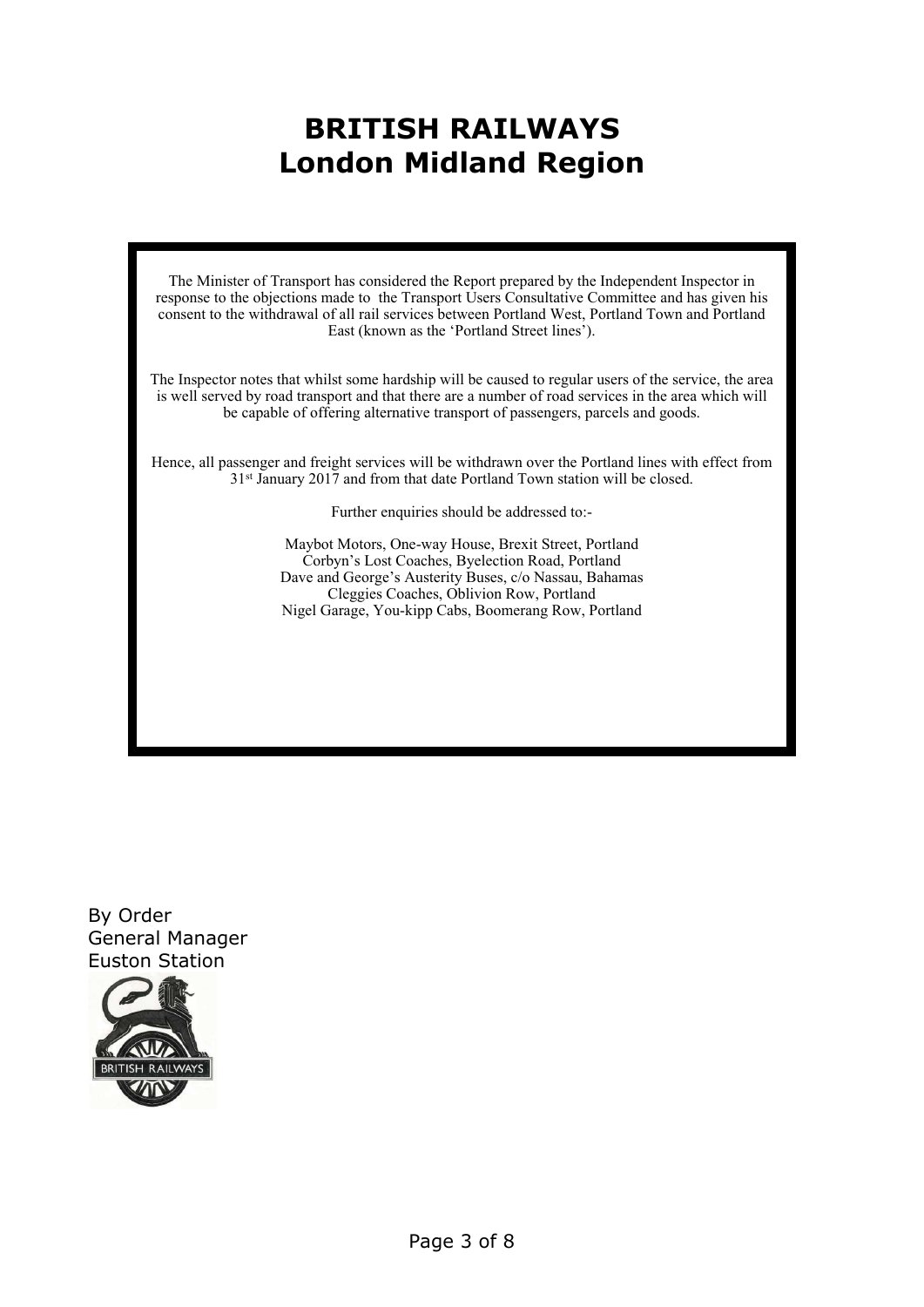# BRITISH RAILWAYS
# London Midland Region

The Minister of Transport has considered the Report prepared by the Independent Inspector in response to the objections made to the Transport Users Consultative Committee and has given his consent to the withdrawal of all rail services between Portland West, Portland Town and Portland East (known as the 'Portland Street lines').

The Inspector notes that whilst some hardship will be caused to regular users of the service, the area is well served by road transport and that there are a number of road services in the area which will be capable of offering alternative transport of passengers, parcels and goods.

Hence, all passenger and freight services will be withdrawn over the Portland lines with effect from 31st January 2017 and from that date Portland Town station will be closed.

Further enquiries should be addressed to:-

Maybot Motors, One-way House, Brexit Street, Portland
Corbyn's Lost Coaches, Byelection Road, Portland
Dave and George's Austerity Buses, c/o Nassau, Bahamas
Cleggies Coaches, Oblivion Row, Portland
Nigel Garage, You-kipp Cabs, Boomerang Row, Portland

By Order
General Manager
Euston Station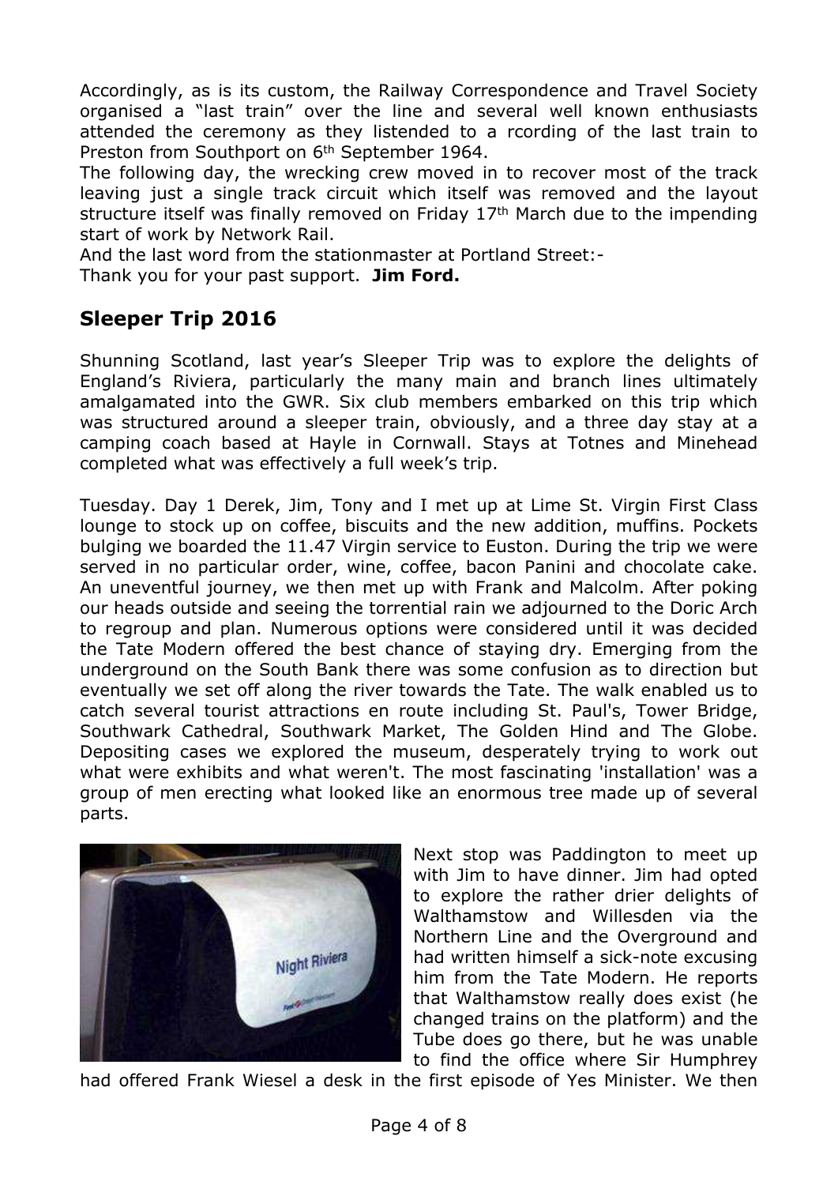Accordingly, as is its custom, the Railway Correspondence and Travel Society organised a "last train" over the line and several well known enthusiasts attended the ceremony as they listended to a rcording of the last train to Preston from Southport on 6th September 1964.

The following day, the wrecking crew moved in to recover most of the track leaving just a single track circuit which itself was removed and the layout structure itself was finally removed on Friday 17th March due to the impending start of work by Network Rail.

And the last word from the stationmaster at Portland Street:-

Thank you for your past support. **Jim Ford.**

## Sleeper Trip 2016

Shunning Scotland, last year's Sleeper Trip was to explore the delights of England's Riviera, particularly the many main and branch lines ultimately amalgamated into the GWR. Six club members embarked on this trip which was structured around a sleeper train, obviously, and a three day stay at a camping coach based at Hayle in Cornwall. Stays at Totnes and Minehead completed what was effectively a full week's trip.

Tuesday. Day 1 Derek, Jim, Tony and I met up at Lime St. Virgin First Class lounge to stock up on coffee, biscuits and the new addition, muffins. Pockets bulging we boarded the 11.47 Virgin service to Euston. During the trip we were served in no particular order, wine, coffee, bacon Panini and chocolate cake. An uneventful journey, we then met up with Frank and Malcolm. After poking our heads outside and seeing the torrential rain we adjourned to the Doric Arch to regroup and plan. Numerous options were considered until it was decided the Tate Modern offered the best chance of staying dry. Emerging from the underground on the South Bank there was some confusion as to direction but eventually we set off along the river towards the Tate. The walk enabled us to catch several tourist attractions en route including St. Paul's, Tower Bridge, Southwark Cathedral, Southwark Market, The Golden Hind and The Globe. Depositing cases we explored the museum, desperately trying to work out what were exhibits and what weren't. The most fascinating 'installation' was a group of men erecting what looked like an enormous tree made up of several parts.

Next stop was Paddington to meet up with Jim to have dinner. Jim had opted to explore the rather drier delights of Walthamstow and Willesden via the Northern Line and the Overground and had written himself a sick-note excusing him from the Tate Modern. He reports that Walthamstow really does exist (he changed trains on the platform) and the Tube does go there, but he was unable to find the office where Sir Humphrey had offered Frank Wiesel a desk in the first episode of Yes Minister. We then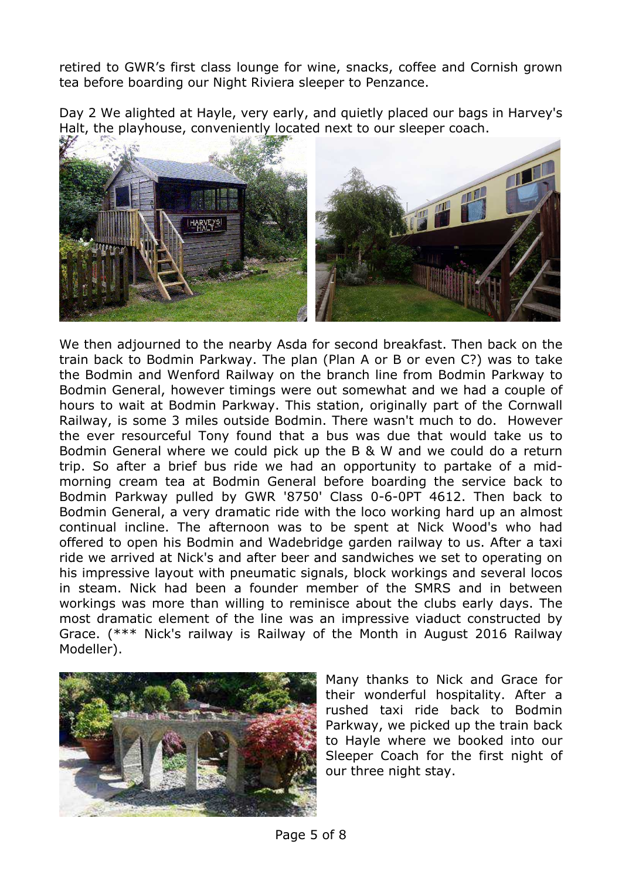retired to GWR's first class lounge for wine, snacks, coffee and Cornish grown tea before boarding our Night Riviera sleeper to Penzance.

Day 2 We alighted at Hayle, very early, and quietly placed our bags in Harvey's Halt, the playhouse, conveniently located next to our sleeper coach.

We then adjourned to the nearby Asda for second breakfast. Then back on the train back to Bodmin Parkway. The plan (Plan A or B or even C?) was to take the Bodmin and Wenford Railway on the branch line from Bodmin Parkway to Bodmin General, however timings were out somewhat and we had a couple of hours to wait at Bodmin Parkway. This station, originally part of the Cornwall Railway, is some 3 miles outside Bodmin. There wasn't much to do. However the ever resourceful Tony found that a bus was due that would take us to Bodmin General where we could pick up the B & W and we could do a return trip. So after a brief bus ride we had an opportunity to partake of a mid-morning cream tea at Bodmin General before boarding the service back to Bodmin Parkway pulled by GWR '8750' Class 0-6-0PT 4612. Then back to Bodmin General, a very dramatic ride with the loco working hard up an almost continual incline. The afternoon was to be spent at Nick Wood's who had offered to open his Bodmin and Wadebridge garden railway to us. After a taxi ride we arrived at Nick's and after beer and sandwiches we set to operating on his impressive layout with pneumatic signals, block workings and several locos in steam. Nick had been a founder member of the SMRS and in between workings was more than willing to reminisce about the clubs early days. The most dramatic element of the line was an impressive viaduct constructed by Grace. (*** Nick's railway is Railway of the Month in August 2016 Railway Modeller).

Many thanks to Nick and Grace for their wonderful hospitality. After a rushed taxi ride back to Bodmin Parkway, we picked up the train back to Hayle where we booked into our Sleeper Coach for the first night of our three night stay.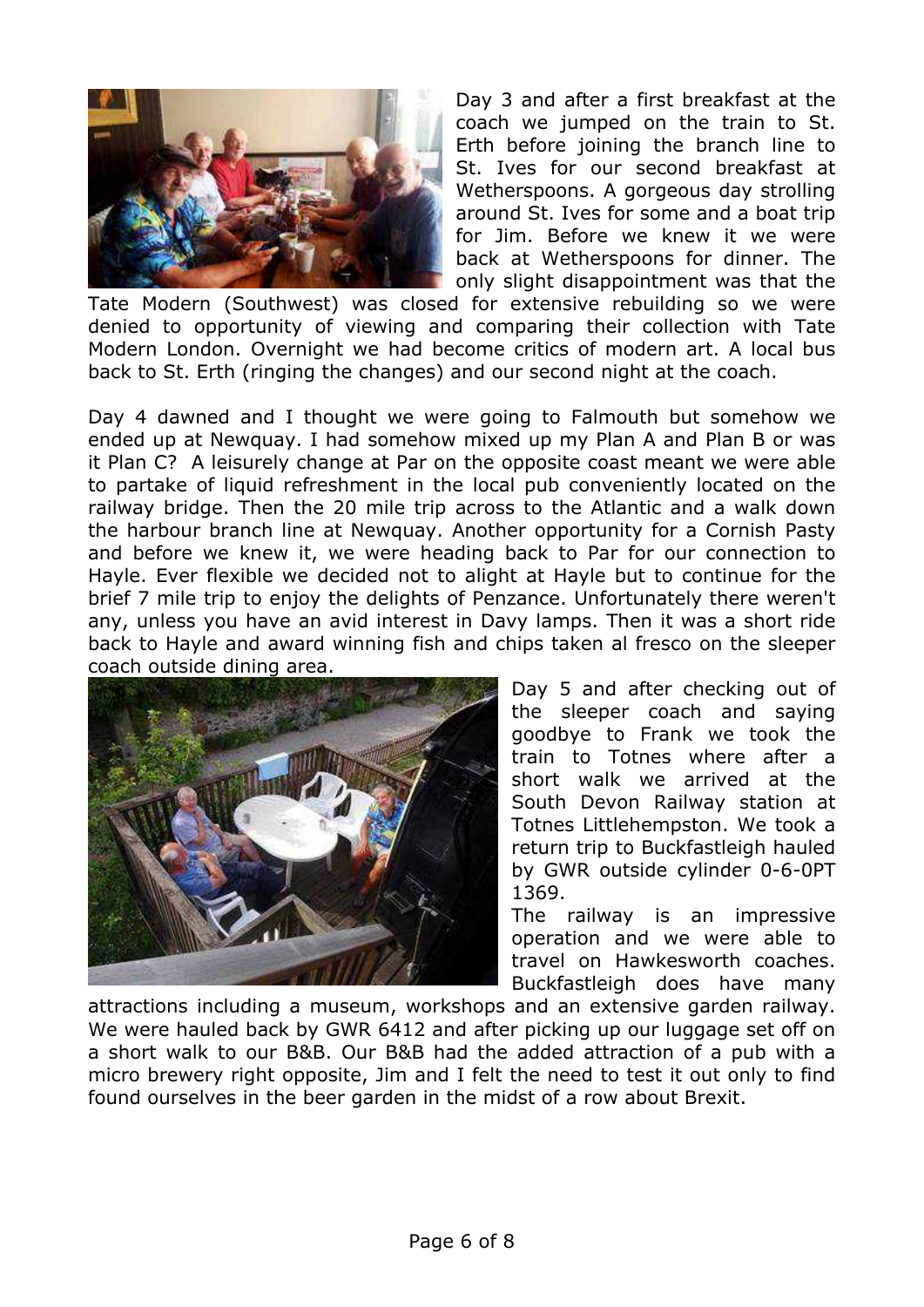Day 3 and after a first breakfast at the coach we jumped on the train to St. Erth before joining the branch line to St. Ives for our second breakfast at Wetherspoons. A gorgeous day strolling around St. Ives for some and a boat trip for Jim. Before we knew it we were back at Wetherspoons for dinner. The only slight disappointment was that the Tate Modern (Southwest) was closed for extensive rebuilding so we were denied to opportunity of viewing and comparing their collection with Tate Modern London. Overnight we had become critics of modern art. A local bus back to St. Erth (ringing the changes) and our second night at the coach.

Day 4 dawned and I thought we were going to Falmouth but somehow we ended up at Newquay. I had somehow mixed up my Plan A and Plan B or was it Plan C? A leisurely change at Par on the opposite coast meant we were able to partake of liquid refreshment in the local pub conveniently located on the railway bridge. Then the 20 mile trip across to the Atlantic and a walk down the harbour branch line at Newquay. Another opportunity for a Cornish Pasty and before we knew it, we were heading back to Par for our connection to Hayle. Ever flexible we decided not to alight at Hayle but to continue for the brief 7 mile trip to enjoy the delights of Penzance. Unfortunately there weren't any, unless you have an avid interest in Davy lamps. Then it was a short ride back to Hayle and award winning fish and chips taken al fresco on the sleeper coach outside dining area.

Day 5 and after checking out of the sleeper coach and saying goodbye to Frank we took the train to Totnes where after a short walk we arrived at the South Devon Railway station at Totnes Littlehempston. We took a return trip to Buckfastleigh hauled by GWR outside cylinder 0-6-0PT 1369.

The railway is an impressive operation and we were able to travel on Hawkesworth coaches. Buckfastleigh does have many attractions including a museum, workshops and an extensive garden railway. We were hauled back by GWR 6412 and after picking up our luggage set off on a short walk to our B&B. Our B&B had the added attraction of a pub with a micro brewery right opposite, Jim and I felt the need to test it out only to find found ourselves in the beer garden in the midst of a row about Brexit.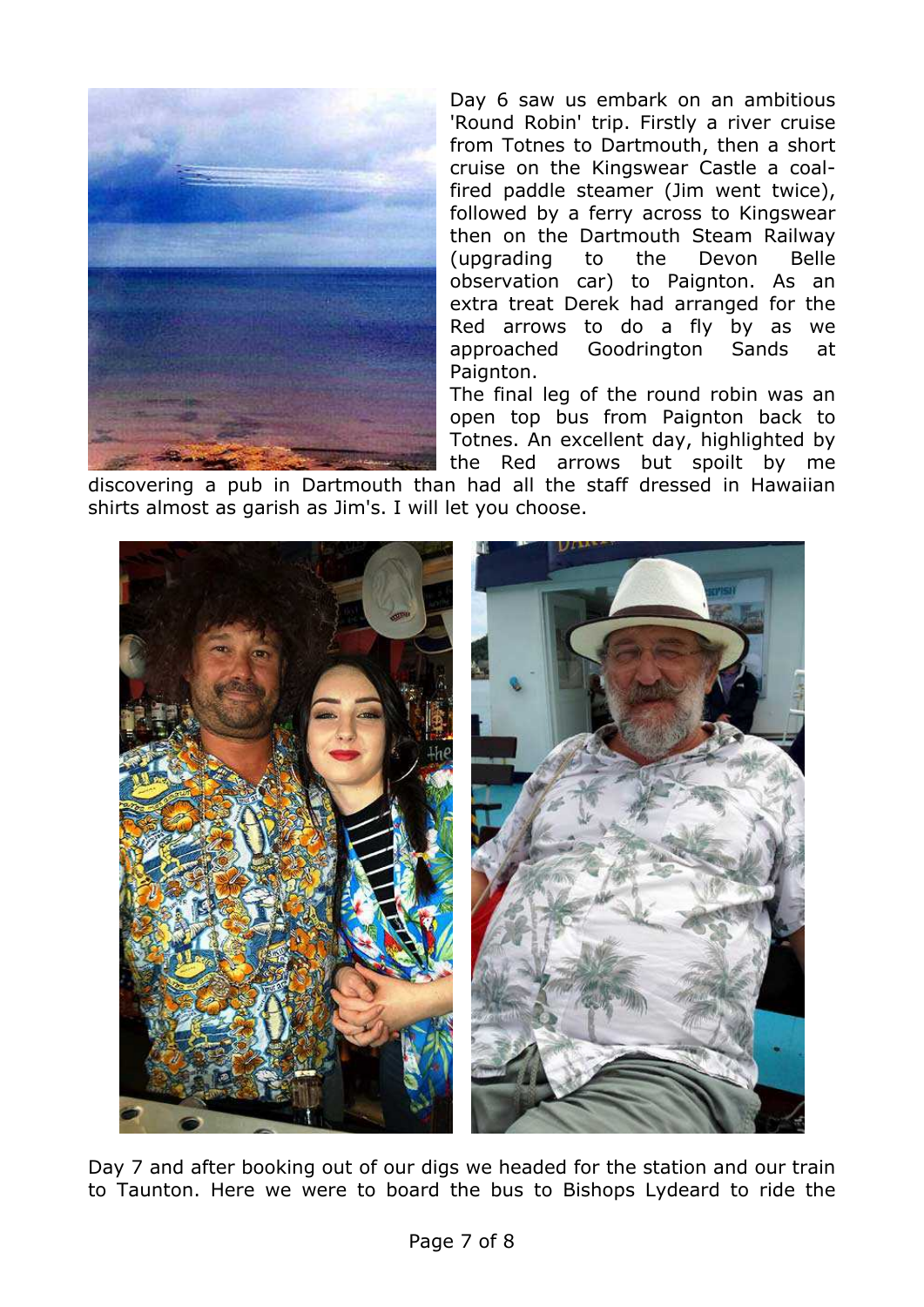Day 6 saw us embark on an ambitious 'Round Robin' trip. Firstly a river cruise from Totnes to Dartmouth, then a short cruise on the Kingswear Castle a coal-fired paddle steamer (Jim went twice), followed by a ferry across to Kingswear then on the Dartmouth Steam Railway (upgrading to the Devon Belle observation car) to Paignton. As an extra treat Derek had arranged for the Red arrows to do a fly by as we approached Goodrington Sands at Paignton.

The final leg of the round robin was an open top bus from Paignton back to Totnes. An excellent day, highlighted by the Red arrows but spoilt by me discovering a pub in Dartmouth than had all the staff dressed in Hawaiian shirts almost as garish as Jim's. I will let you choose.

Day 7 and after booking out of our digs we headed for the station and our train to Taunton. Here we were to board the bus to Bishops Lydeard to ride the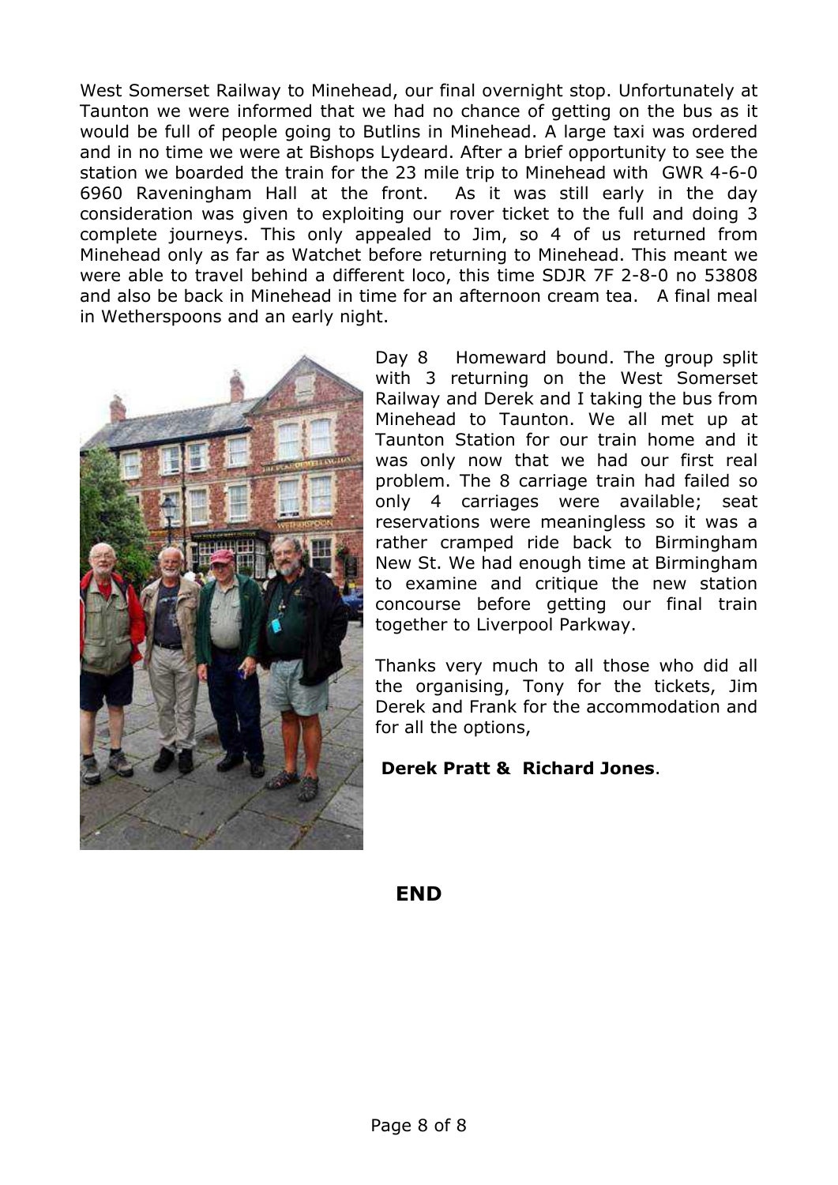West Somerset Railway to Minehead, our final overnight stop. Unfortunately at Taunton we were informed that we had no chance of getting on the bus as it would be full of people going to Butlins in Minehead. A large taxi was ordered and in no time we were at Bishops Lydeard. After a brief opportunity to see the station we boarded the train for the 23 mile trip to Minehead with GWR 4-6-0 6960 Raveningham Hall at the front. As it was still early in the day consideration was given to exploiting our rover ticket to the full and doing 3 complete journeys. This only appealed to Jim, so 4 of us returned from Minehead only as far as Watchet before returning to Minehead. This meant we were able to travel behind a different loco, this time SDJR 7F 2-8-0 no 53808 and also be back in Minehead in time for an afternoon cream tea. A final meal in Wetherspoons and an early night.

Day 8 Homeward bound. The group split with 3 returning on the West Somerset Railway and Derek and I taking the bus from Minehead to Taunton. We all met up at Taunton Station for our train home and it was only now that we had our first real problem. The 8 carriage train had failed so only 4 carriages were available; seat reservations were meaningless so it was a rather cramped ride back to Birmingham New St. We had enough time at Birmingham to examine and critique the new station concourse before getting our final train together to Liverpool Parkway.

Thanks very much to all those who did all the organising, Tony for the tickets, Jim Derek and Frank for the accommodation and for all the options,

**Derek Pratt & Richard Jones**.

**END**